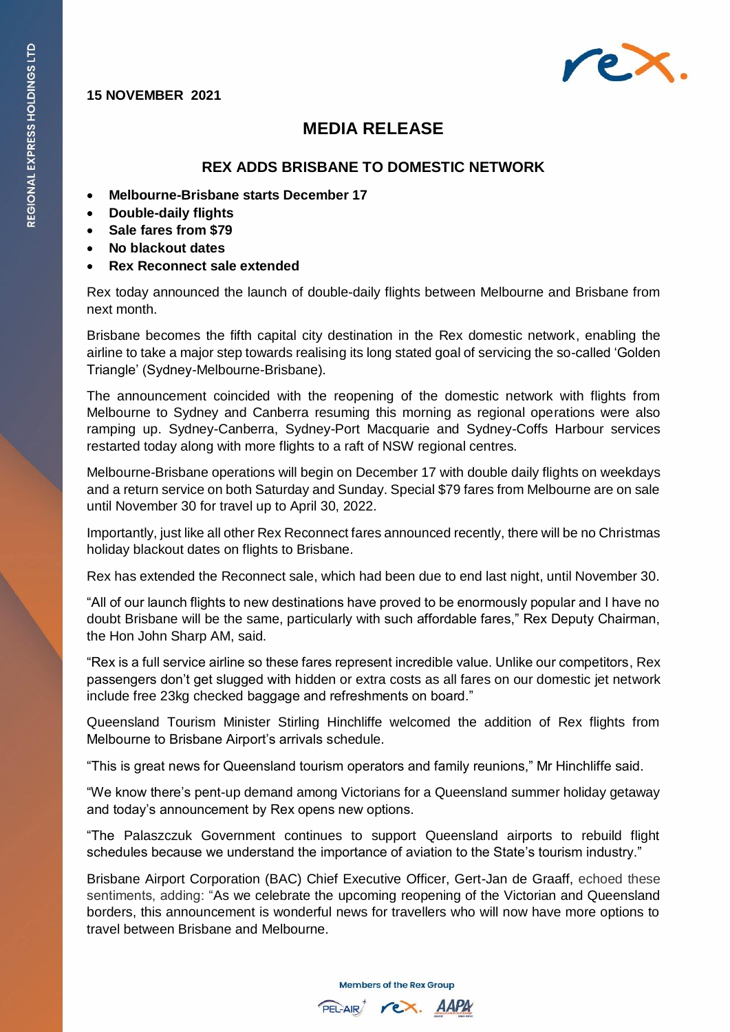**15 NOVEMBER 2021**

# MEDIA RELEASE

## REX ADDS BRISBANE TO DOMESTIC NETWORK

- **Melbourne-Brisbane starts December 17**
- **Double-daily flights**
- **Sale fares from $79**
- **No blackout dates**
- **Rex Reconnect sale extended**

Rex today announced the launch of double-daily flights between Melbourne and Brisbane from next month.

Brisbane becomes the fifth capital city destination in the Rex domestic network, enabling the airline to take a major step towards realising its long stated goal of servicing the so-called 'Golden Triangle' (Sydney-Melbourne-Brisbane).

The announcement coincided with the reopening of the domestic network with flights from Melbourne to Sydney and Canberra resuming this morning as regional operations were also ramping up. Sydney-Canberra, Sydney-Port Macquarie and Sydney-Coffs Harbour services restarted today along with more flights to a raft of NSW regional centres.

Melbourne-Brisbane operations will begin on December 17 with double daily flights on weekdays and a return service on both Saturday and Sunday. Special $79 fares from Melbourne are on sale until November 30 for travel up to April 30, 2022.

Importantly, just like all other Rex Reconnect fares announced recently, there will be no Christmas holiday blackout dates on flights to Brisbane.

Rex has extended the Reconnect sale, which had been due to end last night, until November 30.

"All of our launch flights to new destinations have proved to be enormously popular and I have no doubt Brisbane will be the same, particularly with such affordable fares," Rex Deputy Chairman, the Hon John Sharp AM, said.

"Rex is a full service airline so these fares represent incredible value. Unlike our competitors, Rex passengers don't get slugged with hidden or extra costs as all fares on our domestic jet network include free 23kg checked baggage and refreshments on board."

Queensland Tourism Minister Stirling Hinchliffe welcomed the addition of Rex flights from Melbourne to Brisbane Airport's arrivals schedule.

"This is great news for Queensland tourism operators and family reunions," Mr Hinchliffe said.

"We know there's pent-up demand among Victorians for a Queensland summer holiday getaway and today's announcement by Rex opens new options.

"The Palaszczuk Government continues to support Queensland airports to rebuild flight schedules because we understand the importance of aviation to the State's tourism industry."

Brisbane Airport Corporation (BAC) Chief Executive Officer, Gert-Jan de Graaff, echoed these sentiments, adding: "As we celebrate the upcoming reopening of the Victorian and Queensland borders, this announcement is wonderful news for travellers who will now have more options to travel between Brisbane and Melbourne.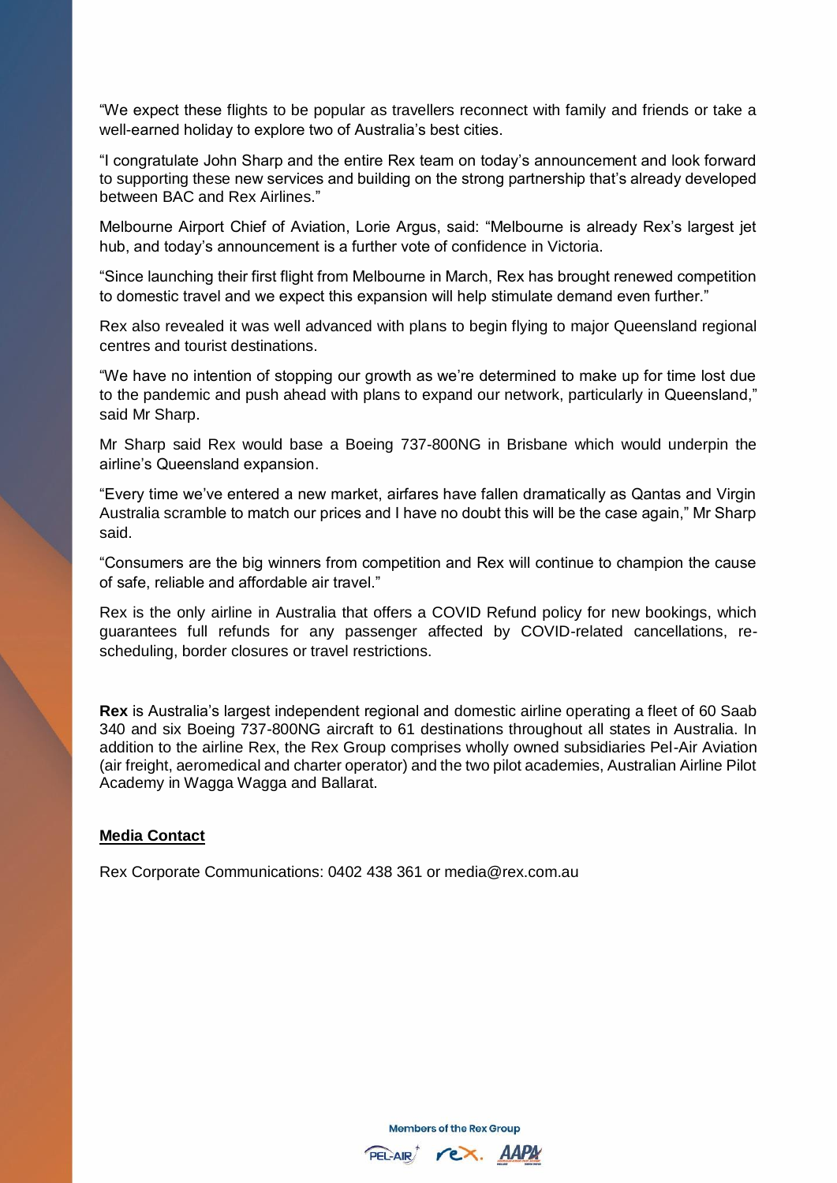"We expect these flights to be popular as travellers reconnect with family and friends or take a well-earned holiday to explore two of Australia's best cities.

"I congratulate John Sharp and the entire Rex team on today's announcement and look forward to supporting these new services and building on the strong partnership that's already developed between BAC and Rex Airlines."

Melbourne Airport Chief of Aviation, Lorie Argus, said: "Melbourne is already Rex's largest jet hub, and today's announcement is a further vote of confidence in Victoria.

"Since launching their first flight from Melbourne in March, Rex has brought renewed competition to domestic travel and we expect this expansion will help stimulate demand even further."

Rex also revealed it was well advanced with plans to begin flying to major Queensland regional centres and tourist destinations.

"We have no intention of stopping our growth as we're determined to make up for time lost due to the pandemic and push ahead with plans to expand our network, particularly in Queensland," said Mr Sharp.

Mr Sharp said Rex would base a Boeing 737-800NG in Brisbane which would underpin the airline's Queensland expansion.

"Every time we've entered a new market, airfares have fallen dramatically as Qantas and Virgin Australia scramble to match our prices and I have no doubt this will be the case again," Mr Sharp said.

"Consumers are the big winners from competition and Rex will continue to champion the cause of safe, reliable and affordable air travel."

Rex is the only airline in Australia that offers a COVID Refund policy for new bookings, which guarantees full refunds for any passenger affected by COVID-related cancellations, re-scheduling, border closures or travel restrictions.

**Rex** is Australia's largest independent regional and domestic airline operating a fleet of 60 Saab 340 and six Boeing 737-800NG aircraft to 61 destinations throughout all states in Australia. In addition to the airline Rex, the Rex Group comprises wholly owned subsidiaries Pel-Air Aviation (air freight, aeromedical and charter operator) and the two pilot academies, Australian Airline Pilot Academy in Wagga Wagga and Ballarat.

**Media Contact**

Rex Corporate Communications: 0402 438 361 or media@rex.com.au

Members of the Rex Group